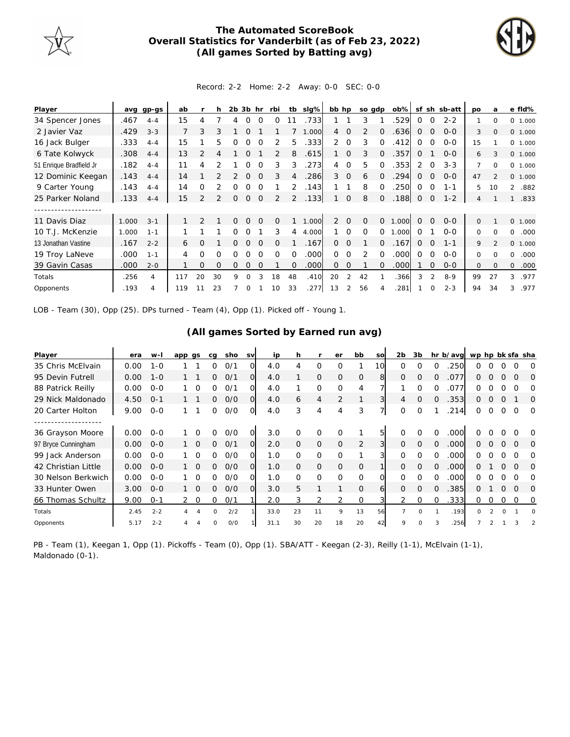# The Automated ScoreBook
## Overall Statistics for Vanderbilt (as of Feb 23, 2022)
### (All games Sorted by Batting avg)

Record: 2-2 Home: 2-2 Away: 0-0 SEC: 0-0

| Player | avg | gp-gs | ab | r | h | 2b | 3b | hr | rbi | tb | slg% | bb | hp | so | gdp | ob% | sf | sh | sb-att | po | a | e | fld% |
|---|---|---|---|---|---|---|---|---|---|---|---|---|---|---|---|---|---|---|---|---|---|---|---|
| 34 Spencer Jones | .467 | 4-4 | 15 | 4 | 7 | 4 | 0 | 0 | 0 | 11 | .733 | 1 | 1 | 3 | 1 | .529 | 0 | 0 | 2-2 | 1 | 0 | 0 | 1.000 |
| 2 Javier Vaz | .429 | 3-3 | 7 | 3 | 3 | 1 | 0 | 1 | 1 | 7 | 1.000 | 4 | 0 | 2 | 0 | .636 | 0 | 0 | 0-0 | 3 | 0 | 0 | 1.000 |
| 16 Jack Bulger | .333 | 4-4 | 15 | 1 | 5 | 0 | 0 | 0 | 2 | 5 | .333 | 2 | 0 | 3 | 0 | .412 | 0 | 0 | 0-0 | 15 | 1 | 0 | 1.000 |
| 6 Tate Kolwyck | .308 | 4-4 | 13 | 2 | 4 | 1 | 0 | 1 | 2 | 8 | .615 | 1 | 0 | 3 | 0 | .357 | 0 | 1 | 0-0 | 6 | 3 | 0 | 1.000 |
| 51 Enrique Bradfield Jr | .182 | 4-4 | 11 | 4 | 2 | 1 | 0 | 0 | 3 | 3 | .273 | 4 | 0 | 5 | 0 | .353 | 2 | 0 | 3-3 | 7 | 0 | 0 | 1.000 |
| 12 Dominic Keegan | .143 | 4-4 | 14 | 1 | 2 | 2 | 0 | 0 | 3 | 4 | .286 | 3 | 0 | 6 | 0 | .294 | 0 | 0 | 0-0 | 47 | 2 | 0 | 1.000 |
| 9 Carter Young | .143 | 4-4 | 14 | 0 | 2 | 0 | 0 | 0 | 1 | 2 | .143 | 1 | 1 | 8 | 0 | .250 | 0 | 0 | 1-1 | 5 | 10 | 2 | .882 |
| 25 Parker Noland | .133 | 4-4 | 15 | 2 | 2 | 0 | 0 | 0 | 2 | 2 | .133 | 1 | 0 | 8 | 0 | .188 | 0 | 0 | 1-2 | 4 | 1 | 1 | .833 |
| -------------------- | | | | | | | | | | | | | | | | | | | | | | | |
| 11 Davis Diaz | 1.000 | 3-1 | 1 | 2 | 1 | 0 | 0 | 0 | 0 | 1 | 1.000 | 2 | 0 | 0 | 0 | 1.000 | 0 | 0 | 0-0 | 0 | 1 | 0 | 1.000 |
| 10 T.J. McKenzie | 1.000 | 1-1 | 1 | 1 | 1 | 0 | 0 | 1 | 3 | 4 | 4.000 | 1 | 0 | 0 | 0 | 1.000 | 0 | 1 | 0-0 | 0 | 0 | 0 | .000 |
| 13 Jonathan Vastine | .167 | 2-2 | 6 | 0 | 1 | 0 | 0 | 0 | 0 | 1 | .167 | 0 | 0 | 1 | 0 | .167 | 0 | 0 | 1-1 | 9 | 2 | 0 | 1.000 |
| 19 Troy LaNeve | .000 | 1-1 | 4 | 0 | 0 | 0 | 0 | 0 | 0 | 0 | .000 | 0 | 0 | 2 | 0 | .000 | 0 | 0 | 0-0 | 0 | 0 | 0 | .000 |
| 39 Gavin Casas | .000 | 2-0 | 1 | 0 | 0 | 0 | 0 | 0 | 1 | 0 | .000 | 0 | 0 | 1 | 0 | .000 | 1 | 0 | 0-0 | 0 | 0 | 0 | .000 |
| Totals | .256 | 4 | 117 | 20 | 30 | 9 | 0 | 3 | 18 | 48 | .410 | 20 | 2 | 42 | 1 | .366 | 3 | 2 | 8-9 | 99 | 27 | 3 | .977 |
| Opponents | .193 | 4 | 119 | 11 | 23 | 7 | 0 | 1 | 10 | 33 | .277 | 13 | 2 | 56 | 4 | .281 | 1 | 0 | 2-3 | 94 | 34 | 3 | .977 |

LOB - Team (30), Opp (25). DPs turned - Team (4), Opp (1). Picked off - Young 1.

### (All games Sorted by Earned run avg)

| Player | era | w-l | app | gs | cg | sho | sv | ip | h | r | er | bb | so | 2b | 3b | hr | b/avg | wp | hp | bk | sfa | sha |
|---|---|---|---|---|---|---|---|---|---|---|---|---|---|---|---|---|---|---|---|---|---|---|
| 35 Chris McElvain | 0.00 | 1-0 | 1 | 1 | 0 | 0/1 | 0 | 4.0 | 4 | 0 | 0 | 1 | 10 | 0 | 0 | 0 | .250 | 0 | 0 | 0 | 0 | 0 |
| 95 Devin Futrell | 0.00 | 1-0 | 1 | 1 | 0 | 0/1 | 0 | 4.0 | 1 | 0 | 0 | 0 | 8 | 0 | 0 | 0 | .077 | 0 | 0 | 0 | 0 | 0 |
| 88 Patrick Reilly | 0.00 | 0-0 | 1 | 0 | 0 | 0/1 | 0 | 4.0 | 1 | 0 | 0 | 4 | 7 | 1 | 0 | 0 | .077 | 0 | 0 | 0 | 0 | 0 |
| 29 Nick Maldonado | 4.50 | 0-1 | 1 | 1 | 0 | 0/0 | 0 | 4.0 | 6 | 4 | 2 | 1 | 3 | 4 | 0 | 0 | .353 | 0 | 0 | 0 | 1 | 0 |
| 20 Carter Holton | 9.00 | 0-0 | 1 | 1 | 0 | 0/0 | 0 | 4.0 | 3 | 4 | 4 | 3 | 7 | 0 | 0 | 1 | .214 | 0 | 0 | 0 | 0 | 0 |
| -------------------- | | | | | | | | | | | | | | | | | | | | | | |
| 36 Grayson Moore | 0.00 | 0-0 | 1 | 0 | 0 | 0/0 | 0 | 3.0 | 0 | 0 | 0 | 1 | 5 | 0 | 0 | 0 | .000 | 0 | 0 | 0 | 0 | 0 |
| 97 Bryce Cunningham | 0.00 | 0-0 | 1 | 0 | 0 | 0/1 | 0 | 2.0 | 0 | 0 | 0 | 2 | 3 | 0 | 0 | 0 | .000 | 0 | 0 | 0 | 0 | 0 |
| 99 Jack Anderson | 0.00 | 0-0 | 1 | 0 | 0 | 0/0 | 0 | 1.0 | 0 | 0 | 0 | 1 | 3 | 0 | 0 | 0 | .000 | 0 | 0 | 0 | 0 | 0 |
| 42 Christian Little | 0.00 | 0-0 | 1 | 0 | 0 | 0/0 | 0 | 1.0 | 0 | 0 | 0 | 0 | 1 | 0 | 0 | 0 | .000 | 0 | 1 | 0 | 0 | 0 |
| 30 Nelson Berkwich | 0.00 | 0-0 | 1 | 0 | 0 | 0/0 | 0 | 1.0 | 0 | 0 | 0 | 0 | 0 | 0 | 0 | 0 | .000 | 0 | 0 | 0 | 0 | 0 |
| 33 Hunter Owen | 3.00 | 0-0 | 1 | 0 | 0 | 0/0 | 0 | 3.0 | 5 | 1 | 1 | 0 | 6 | 0 | 0 | 0 | .385 | 0 | 1 | 0 | 0 | 0 |
| 66 Thomas Schultz | 9.00 | 0-1 | 2 | 0 | 0 | 0/1 | 1 | 2.0 | 3 | 2 | 2 | 0 | 3 | 2 | 0 | 0 | .333 | 0 | 0 | 0 | 0 | 0 |
| Totals | 2.45 | 2-2 | 4 | 4 | 0 | 2/2 | 1 | 33.0 | 23 | 11 | 9 | 13 | 56 | 7 | 0 | 1 | .193 | 0 | 2 | 0 | 1 | 0 |
| Opponents | 5.17 | 2-2 | 4 | 4 | 0 | 0/0 | 1 | 31.1 | 30 | 20 | 18 | 20 | 42 | 9 | 0 | 3 | .256 | 7 | 2 | 1 | 3 | 2 |

PB - Team (1), Keegan 1, Opp (1). Pickoffs - Team (0), Opp (1). SBA/ATT - Keegan (2-3), Reilly (1-1), McElvain (1-1), Maldonado (0-1).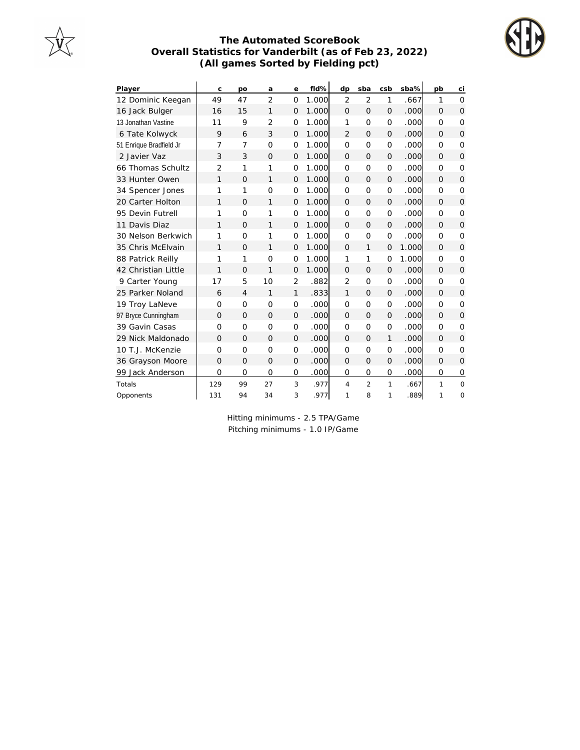# The Automated ScoreBook
## Overall Statistics for Vanderbilt (as of Feb 23, 2022)
### (All games Sorted by Fielding pct)

| Player | c | po | a | e | fld% | dp | sba | csb | sba% | pb | ci |
|---|---|---|---|---|---|---|---|---|---|---|---|
| 12 Dominic Keegan | 49 | 47 | 2 | 0 | 1.000 | 2 | 2 | 1 | .667 | 1 | 0 |
| 16 Jack Bulger | 16 | 15 | 1 | 0 | 1.000 | 0 | 0 | 0 | .000 | 0 | 0 |
| 13 Jonathan Vastine | 11 | 9 | 2 | 0 | 1.000 | 1 | 0 | 0 | .000 | 0 | 0 |
| 6 Tate Kolwyck | 9 | 6 | 3 | 0 | 1.000 | 2 | 0 | 0 | .000 | 0 | 0 |
| 51 Enrique Bradfield Jr | 7 | 7 | 0 | 0 | 1.000 | 0 | 0 | 0 | .000 | 0 | 0 |
| 2 Javier Vaz | 3 | 3 | 0 | 0 | 1.000 | 0 | 0 | 0 | .000 | 0 | 0 |
| 66 Thomas Schultz | 2 | 1 | 1 | 0 | 1.000 | 0 | 0 | 0 | .000 | 0 | 0 |
| 33 Hunter Owen | 1 | 0 | 1 | 0 | 1.000 | 0 | 0 | 0 | .000 | 0 | 0 |
| 34 Spencer Jones | 1 | 1 | 0 | 0 | 1.000 | 0 | 0 | 0 | .000 | 0 | 0 |
| 20 Carter Holton | 1 | 0 | 1 | 0 | 1.000 | 0 | 0 | 0 | .000 | 0 | 0 |
| 95 Devin Futrell | 1 | 0 | 1 | 0 | 1.000 | 0 | 0 | 0 | .000 | 0 | 0 |
| 11 Davis Diaz | 1 | 0 | 1 | 0 | 1.000 | 0 | 0 | 0 | .000 | 0 | 0 |
| 30 Nelson Berkwich | 1 | 0 | 1 | 0 | 1.000 | 0 | 0 | 0 | .000 | 0 | 0 |
| 35 Chris McElvain | 1 | 0 | 1 | 0 | 1.000 | 0 | 1 | 0 | 1.000 | 0 | 0 |
| 88 Patrick Reilly | 1 | 1 | 0 | 0 | 1.000 | 1 | 1 | 0 | 1.000 | 0 | 0 |
| 42 Christian Little | 1 | 0 | 1 | 0 | 1.000 | 0 | 0 | 0 | .000 | 0 | 0 |
| 9 Carter Young | 17 | 5 | 10 | 2 | .882 | 2 | 0 | 0 | .000 | 0 | 0 |
| 25 Parker Noland | 6 | 4 | 1 | 1 | .833 | 1 | 0 | 0 | .000 | 0 | 0 |
| 19 Troy LaNeve | 0 | 0 | 0 | 0 | .000 | 0 | 0 | 0 | .000 | 0 | 0 |
| 97 Bryce Cunningham | 0 | 0 | 0 | 0 | .000 | 0 | 0 | 0 | .000 | 0 | 0 |
| 39 Gavin Casas | 0 | 0 | 0 | 0 | .000 | 0 | 0 | 0 | .000 | 0 | 0 |
| 29 Nick Maldonado | 0 | 0 | 0 | 0 | .000 | 0 | 0 | 1 | .000 | 0 | 0 |
| 10 T.J. McKenzie | 0 | 0 | 0 | 0 | .000 | 0 | 0 | 0 | .000 | 0 | 0 |
| 36 Grayson Moore | 0 | 0 | 0 | 0 | .000 | 0 | 0 | 0 | .000 | 0 | 0 |
| 99 Jack Anderson | 0 | 0 | 0 | 0 | .000 | 0 | 0 | 0 | .000 | 0 | 0 |
| Totals | 129 | 99 | 27 | 3 | .977 | 4 | 2 | 1 | .667 | 1 | 0 |
| Opponents | 131 | 94 | 34 | 3 | .977 | 1 | 8 | 1 | .889 | 1 | 0 |

Hitting minimums - 2.5 TPA/Game
Pitching minimums - 1.0 IP/Game